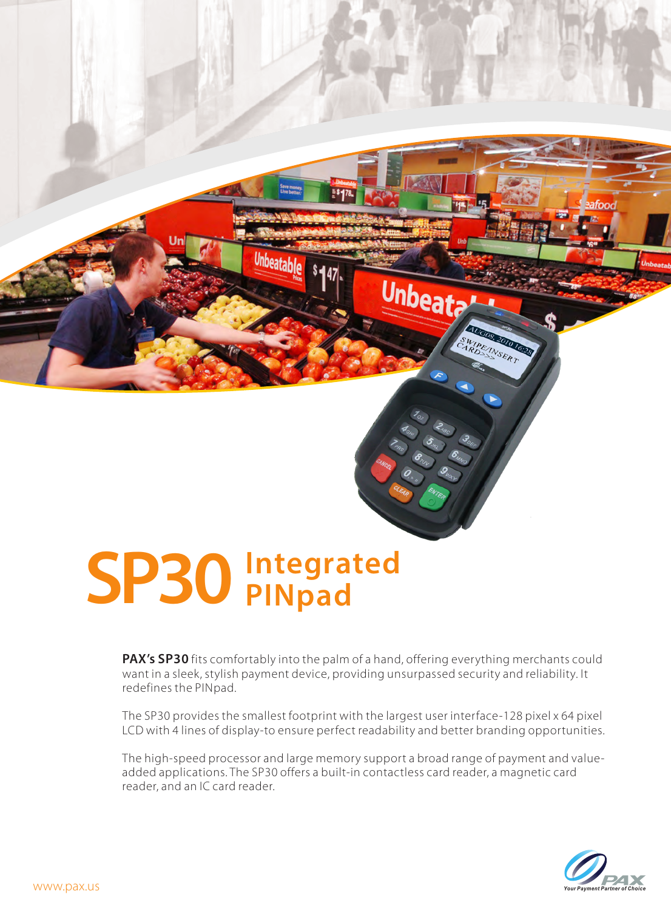# SP30 Integrated PINpad

**PAX's SP30** fits comfortably into the palm of a hand, offering everything merchants could want in a sleek, stylish payment device, providing unsurpassed security and reliability. It redefines the PINpad.

The SP30 provides the smallest footprint with the largest user interface-128 pixel x 64 pixel LCD with 4 lines of display-to ensure perfect readability and better branding opportunities.

The high-speed processor and large memory support a broad range of payment and value-added applications. The SP30 offers a built-in contactless card reader, a magnetic card reader, and an IC card reader.

www.pax.us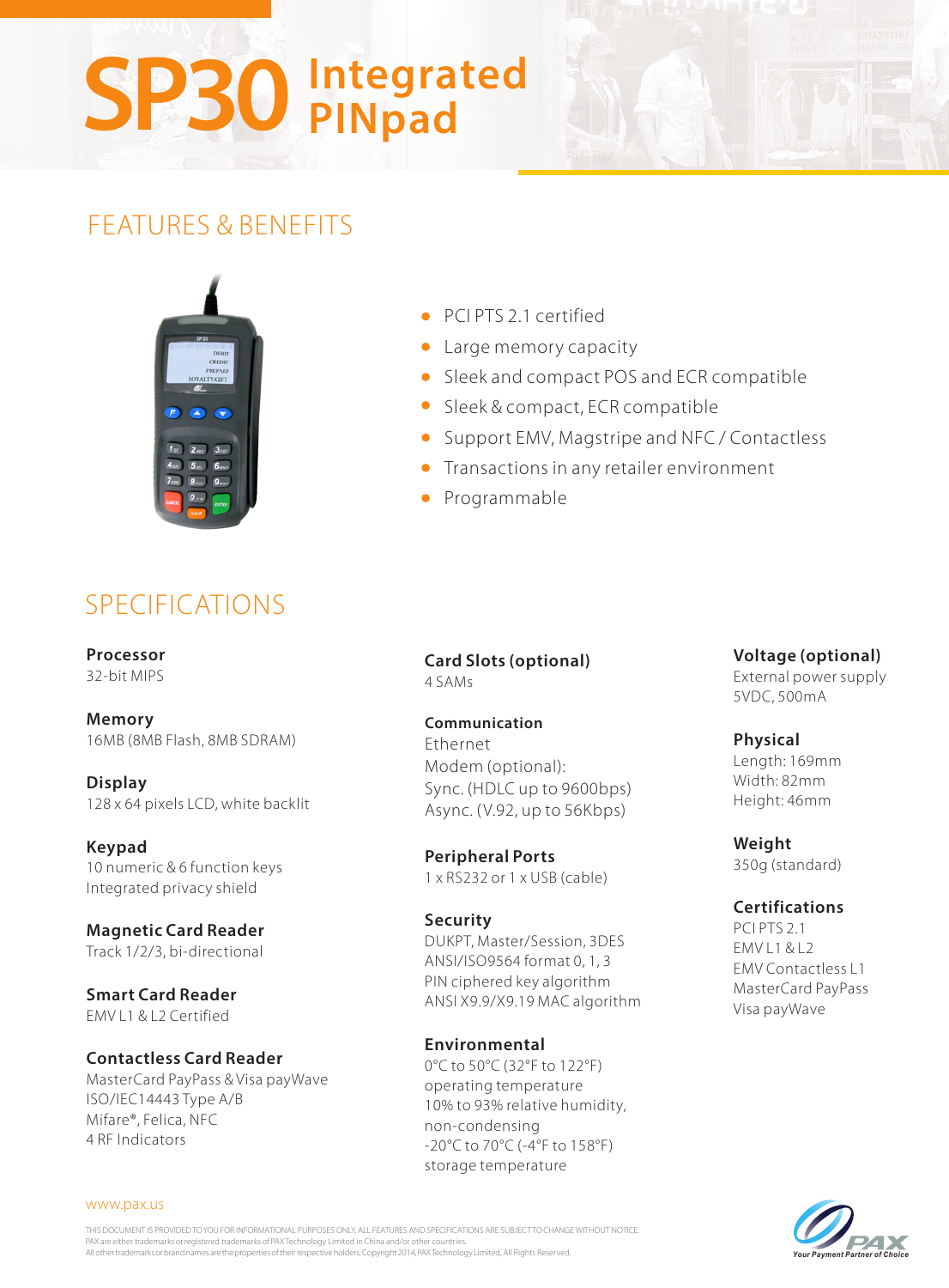# SP30 Integrated PINpad

## FEATURES & BENEFITS

- PCI PTS 2.1 certified
- Large memory capacity
- Sleek and compact POS and ECR compatible
- Sleek & compact, ECR compatible
- Support EMV, Magstripe and NFC / Contactless
- Transactions in any retailer environment
- Programmable

## SPECIFICATIONS

**Processor**
32-bit MIPS

**Memory**
16MB (8MB Flash, 8MB SDRAM)

**Display**
128 x 64 pixels LCD, white backlit

**Keypad**
10 numeric & 6 function keys
Integrated privacy shield

**Magnetic Card Reader**
Track 1/2/3, bi-directional

**Smart Card Reader**
EMV L1 & L2 Certified

**Contactless Card Reader**
MasterCard PayPass & Visa payWave
ISO/IEC14443 Type A/B
Mifare®, Felica, NFC
4 RF Indicators

**Card Slots (optional)**
4 SAMs

**Communication**
Ethernet
Modem (optional):
Sync. (HDLC up to 9600bps)
Async. (V.92, up to 56Kbps)

**Peripheral Ports**
1 x RS232 or 1 x USB (cable)

**Security**
DUKPT, Master/Session, 3DES
ANSI/ISO9564 format 0, 1, 3
PIN ciphered key algorithm
ANSI X9.9/X9.19 MAC algorithm

**Environmental**
0°C to 50°C (32°F to 122°F)
operating temperature
10% to 93% relative humidity,
non-condensing
-20°C to 70°C (-4°F to 158°F)
storage temperature

**Voltage (optional)**
External power supply
5VDC, 500mA

**Physical**
Length: 169mm
Width: 82mm
Height: 46mm

**Weight**
350g (standard)

**Certifications**
PCI PTS 2.1
EMV L1 & L2
EMV Contactless L1
MasterCard PayPass
Visa payWave

www.pax.us

THIS DOCUMENT IS PROVIDED TO YOU FOR INFORMATIONAL PURPOSES ONLY. ALL FEATURES AND SPECIFICATIONS ARE SUBJECT TO CHANGE WITHOUT NOTICE.
PAX are either trademarks or registered trademarks of PAX Technology Limited in China and/or other countries.
All other trademarks or brand names are the properties of their respective holders. Copyright 2014, PAX Technology Limited, All Rights Reserved.

PAX Your Payment Partner of Choice